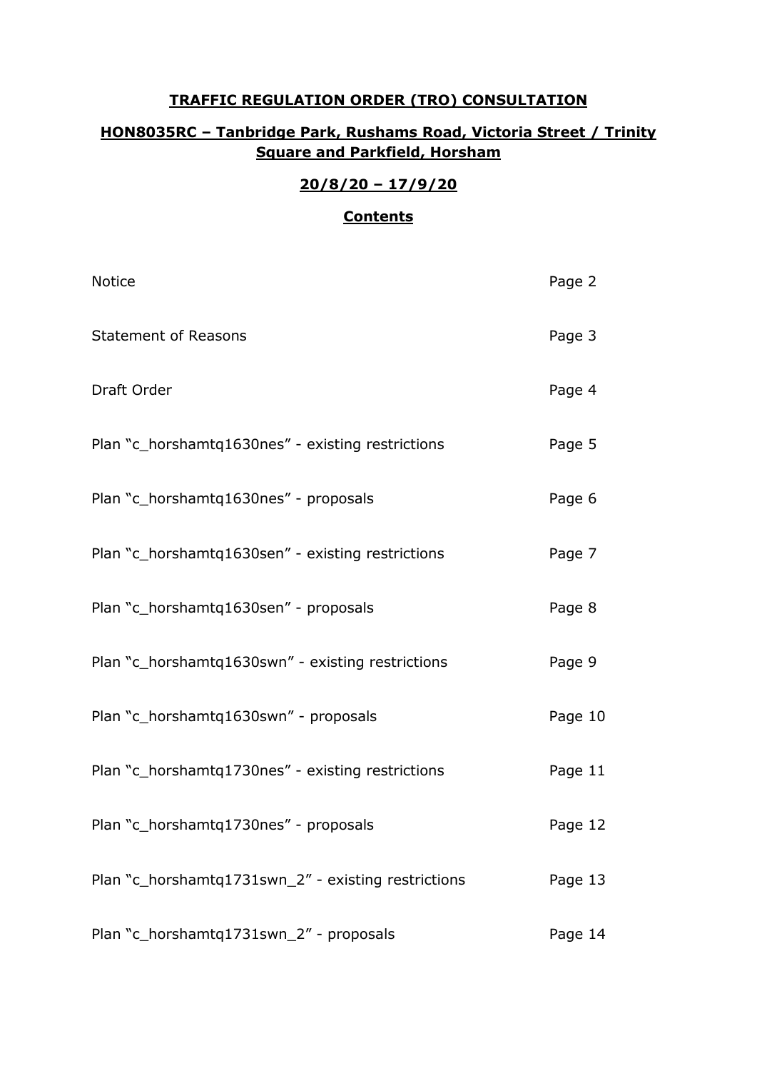# TRAFFIC REGULATION ORDER (TRO) CONSULTATION

## HON8035RC – Tanbridge Park, Rushams Road, Victoria Street / Trinity Square and Parkfield, Horsham

## 20/8/20 – 17/9/20

## Contents

| | |
|---|---|
| Notice | Page 2 |
| Statement of Reasons | Page 3 |
| Draft Order | Page 4 |
| Plan "c_horshamtq1630nes" - existing restrictions | Page 5 |
| Plan "c_horshamtq1630nes" - proposals | Page 6 |
| Plan "c_horshamtq1630sen" - existing restrictions | Page 7 |
| Plan "c_horshamtq1630sen" - proposals | Page 8 |
| Plan "c_horshamtq1630swn" - existing restrictions | Page 9 |
| Plan "c_horshamtq1630swn" - proposals | Page 10 |
| Plan "c_horshamtq1730nes" - existing restrictions | Page 11 |
| Plan "c_horshamtq1730nes" - proposals | Page 12 |
| Plan "c_horshamtq1731swn_2" - existing restrictions | Page 13 |
| Plan "c_horshamtq1731swn_2" - proposals | Page 14 |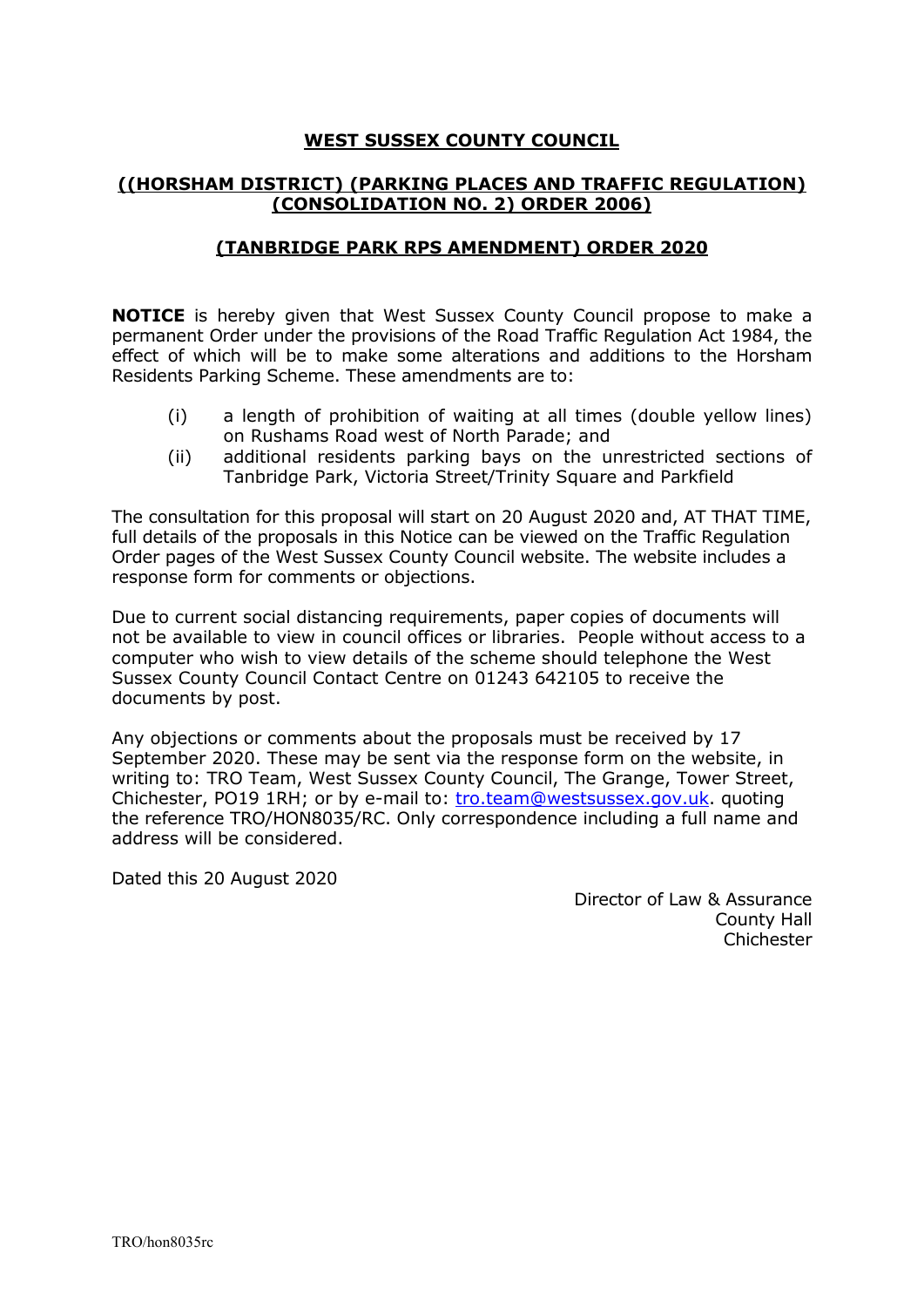# WEST SUSSEX COUNTY COUNCIL

## ((HORSHAM DISTRICT) (PARKING PLACES AND TRAFFIC REGULATION) (CONSOLIDATION NO. 2) ORDER 2006)

## (TANBRIDGE PARK RPS AMENDMENT) ORDER 2020

**NOTICE** is hereby given that West Sussex County Council propose to make a permanent Order under the provisions of the Road Traffic Regulation Act 1984, the effect of which will be to make some alterations and additions to the Horsham Residents Parking Scheme. These amendments are to:

(i) a length of prohibition of waiting at all times (double yellow lines) on Rushams Road west of North Parade; and

(ii) additional residents parking bays on the unrestricted sections of Tanbridge Park, Victoria Street/Trinity Square and Parkfield

The consultation for this proposal will start on 20 August 2020 and, AT THAT TIME, full details of the proposals in this Notice can be viewed on the Traffic Regulation Order pages of the West Sussex County Council website. The website includes a response form for comments or objections.

Due to current social distancing requirements, paper copies of documents will not be available to view in council offices or libraries. People without access to a computer who wish to view details of the scheme should telephone the West Sussex County Council Contact Centre on 01243 642105 to receive the documents by post.

Any objections or comments about the proposals must be received by 17 September 2020. These may be sent via the response form on the website, in writing to: TRO Team, West Sussex County Council, The Grange, Tower Street, Chichester, PO19 1RH; or by e-mail to: tro.team@westsussex.gov.uk. quoting the reference TRO/HON8035/RC. Only correspondence including a full name and address will be considered.

Dated this 20 August 2020

Director of Law & Assurance
County Hall
Chichester

TRO/hon8035rc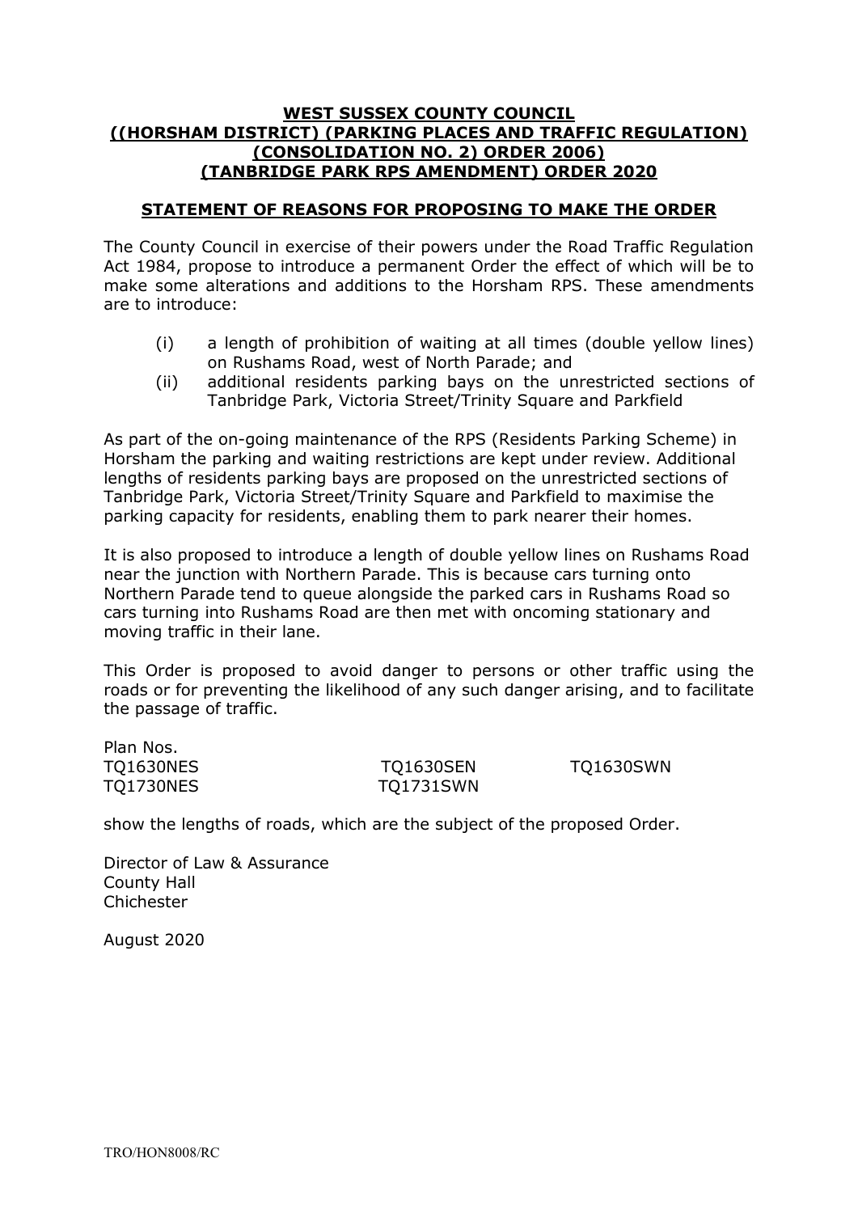# WEST SUSSEX COUNTY COUNCIL
# ((HORSHAM DISTRICT) (PARKING PLACES AND TRAFFIC REGULATION) (CONSOLIDATION NO. 2) ORDER 2006) (TANBRIDGE PARK RPS AMENDMENT) ORDER 2020

## STATEMENT OF REASONS FOR PROPOSING TO MAKE THE ORDER

The County Council in exercise of their powers under the Road Traffic Regulation Act 1984, propose to introduce a permanent Order the effect of which will be to make some alterations and additions to the Horsham RPS. These amendments are to introduce:

(i) a length of prohibition of waiting at all times (double yellow lines) on Rushams Road, west of North Parade; and

(ii) additional residents parking bays on the unrestricted sections of Tanbridge Park, Victoria Street/Trinity Square and Parkfield

As part of the on-going maintenance of the RPS (Residents Parking Scheme) in Horsham the parking and waiting restrictions are kept under review. Additional lengths of residents parking bays are proposed on the unrestricted sections of Tanbridge Park, Victoria Street/Trinity Square and Parkfield to maximise the parking capacity for residents, enabling them to park nearer their homes.

It is also proposed to introduce a length of double yellow lines on Rushams Road near the junction with Northern Parade. This is because cars turning onto Northern Parade tend to queue alongside the parked cars in Rushams Road so cars turning into Rushams Road are then met with oncoming stationary and moving traffic in their lane.

This Order is proposed to avoid danger to persons or other traffic using the roads or for preventing the likelihood of any such danger arising, and to facilitate the passage of traffic.

Plan Nos.

| | | |
|---|---|---|
| TQ1630NES | TQ1630SEN | TQ1630SWN |
| TQ1730NES | TQ1731SWN | |

show the lengths of roads, which are the subject of the proposed Order.

Director of Law & Assurance
County Hall
Chichester

August 2020

TRO/HON8008/RC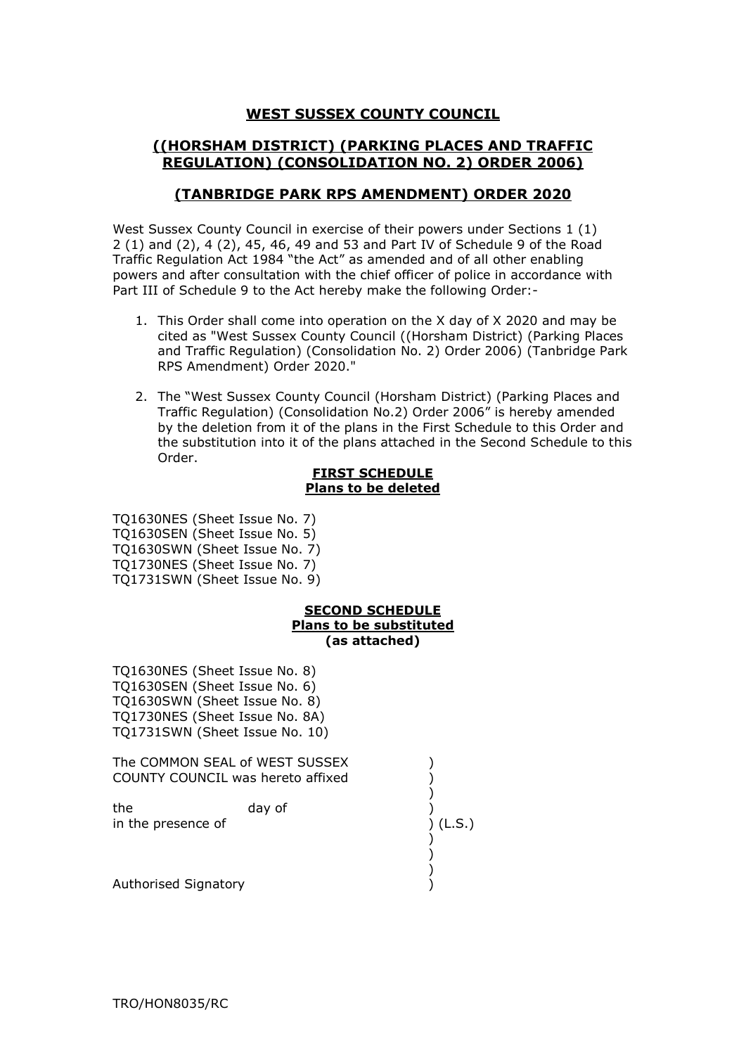# WEST SUSSEX COUNTY COUNCIL

## ((HORSHAM DISTRICT) (PARKING PLACES AND TRAFFIC REGULATION) (CONSOLIDATION NO. 2) ORDER 2006)

## (TANBRIDGE PARK RPS AMENDMENT) ORDER 2020

West Sussex County Council in exercise of their powers under Sections 1 (1) 2 (1) and (2), 4 (2), 45, 46, 49 and 53 and Part IV of Schedule 9 of the Road Traffic Regulation Act 1984 "the Act" as amended and of all other enabling powers and after consultation with the chief officer of police in accordance with Part III of Schedule 9 to the Act hereby make the following Order:-

1. This Order shall come into operation on the X day of X 2020 and may be cited as "West Sussex County Council ((Horsham District) (Parking Places and Traffic Regulation) (Consolidation No. 2) Order 2006) (Tanbridge Park RPS Amendment) Order 2020."

2. The "West Sussex County Council (Horsham District) (Parking Places and Traffic Regulation) (Consolidation No.2) Order 2006" is hereby amended by the deletion from it of the plans in the First Schedule to this Order and the substitution into it of the plans attached in the Second Schedule to this Order.

**FIRST SCHEDULE**
**Plans to be deleted**

TQ1630NES (Sheet Issue No. 7)
TQ1630SEN (Sheet Issue No. 5)
TQ1630SWN (Sheet Issue No. 7)
TQ1730NES (Sheet Issue No. 7)
TQ1731SWN (Sheet Issue No. 9)

**SECOND SCHEDULE**
**Plans to be substituted**
**(as attached)**

TQ1630NES (Sheet Issue No. 8)
TQ1630SEN (Sheet Issue No. 6)
TQ1630SWN (Sheet Issue No. 8)
TQ1730NES (Sheet Issue No. 8A)
TQ1731SWN (Sheet Issue No. 10)

The COMMON SEAL of WEST SUSSEX )
COUNTY COUNCIL was hereto affixed )
)
the day of )
in the presence of ) (L.S.)
)
)
)
Authorised Signatory )

TRO/HON8035/RC